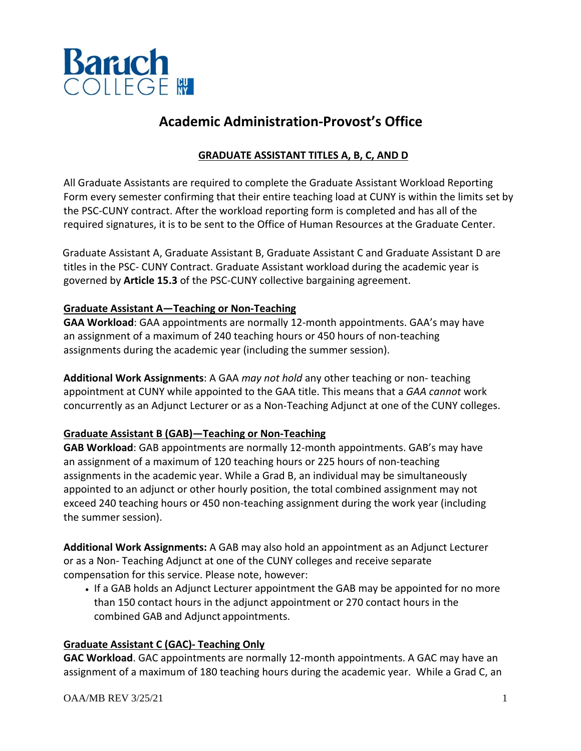# Academic Administration-Provost's Office

## GRADUATE ASSISTANT TITLES A, B, C, AND D

All Graduate Assistants are required to complete the Graduate Assistant Workload Reporting Form every semester confirming that their entire teaching load at CUNY is within the limits set by the PSC-CUNY contract. After the workload reporting form is completed and has all of the required signatures, it is to be sent to the Office of Human Resources at the Graduate Center.

Graduate Assistant A, Graduate Assistant B, Graduate Assistant C and Graduate Assistant D are titles in the PSC- CUNY Contract. Graduate Assistant workload during the academic year is governed by **Article 15.3** of the PSC-CUNY collective bargaining agreement.

### Graduate Assistant A—Teaching or Non-Teaching

**GAA Workload**: GAA appointments are normally 12-month appointments. GAA's may have an assignment of a maximum of 240 teaching hours or 450 hours of non-teaching assignments during the academic year (including the summer session).

**Additional Work Assignments**: A GAA *may not hold* any other teaching or non- teaching appointment at CUNY while appointed to the GAA title. This means that a *GAA cannot* work concurrently as an Adjunct Lecturer or as a Non-Teaching Adjunct at one of the CUNY colleges.

### Graduate Assistant B (GAB)—Teaching or Non-Teaching

**GAB Workload**: GAB appointments are normally 12-month appointments. GAB's may have an assignment of a maximum of 120 teaching hours or 225 hours of non-teaching assignments in the academic year. While a Grad B, an individual may be simultaneously appointed to an adjunct or other hourly position, the total combined assignment may not exceed 240 teaching hours or 450 non-teaching assignment during the work year (including the summer session).

**Additional Work Assignments:** A GAB may also hold an appointment as an Adjunct Lecturer or as a Non- Teaching Adjunct at one of the CUNY colleges and receive separate compensation for this service. Please note, however:

- If a GAB holds an Adjunct Lecturer appointment the GAB may be appointed for no more than 150 contact hours in the adjunct appointment or 270 contact hours in the combined GAB and Adjunct appointments.

### Graduate Assistant C (GAC)- Teaching Only

**GAC Workload**. GAC appointments are normally 12-month appointments. A GAC may have an assignment of a maximum of 180 teaching hours during the academic year. While a Grad C, an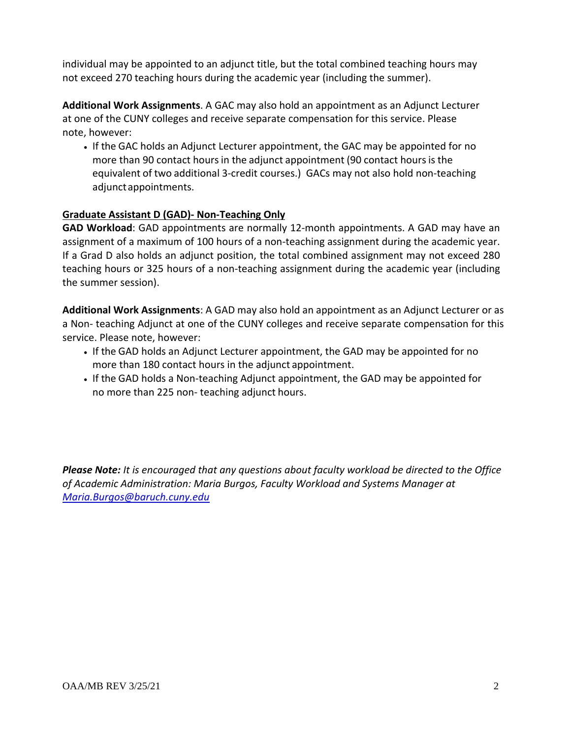individual may be appointed to an adjunct title, but the total combined teaching hours may not exceed 270 teaching hours during the academic year (including the summer).

**Additional Work Assignments**. A GAC may also hold an appointment as an Adjunct Lecturer at one of the CUNY colleges and receive separate compensation for this service. Please note, however:

- If the GAC holds an Adjunct Lecturer appointment, the GAC may be appointed for no more than 90 contact hours in the adjunct appointment (90 contact hours is the equivalent of two additional 3-credit courses.) GACs may not also hold non-teaching adjunct appointments.

**<u>Graduate Assistant D (GAD)- Non-Teaching Only</u>**

**GAD Workload**: GAD appointments are normally 12-month appointments. A GAD may have an assignment of a maximum of 100 hours of a non-teaching assignment during the academic year. If a Grad D also holds an adjunct position, the total combined assignment may not exceed 280 teaching hours or 325 hours of a non-teaching assignment during the academic year (including the summer session).

**Additional Work Assignments**: A GAD may also hold an appointment as an Adjunct Lecturer or as a Non- teaching Adjunct at one of the CUNY colleges and receive separate compensation for this service. Please note, however:

- If the GAD holds an Adjunct Lecturer appointment, the GAD may be appointed for no more than 180 contact hours in the adjunct appointment.
- If the GAD holds a Non-teaching Adjunct appointment, the GAD may be appointed for no more than 225 non- teaching adjunct hours.

***Please Note:*** *It is encouraged that any questions about faculty workload be directed to the Office of Academic Administration: Maria Burgos, Faculty Workload and Systems Manager at [Maria.Burgos@baruch.cuny.edu](mailto:Maria.Burgos@baruch.cuny.edu)*

OAA/MB REV 3/25/21